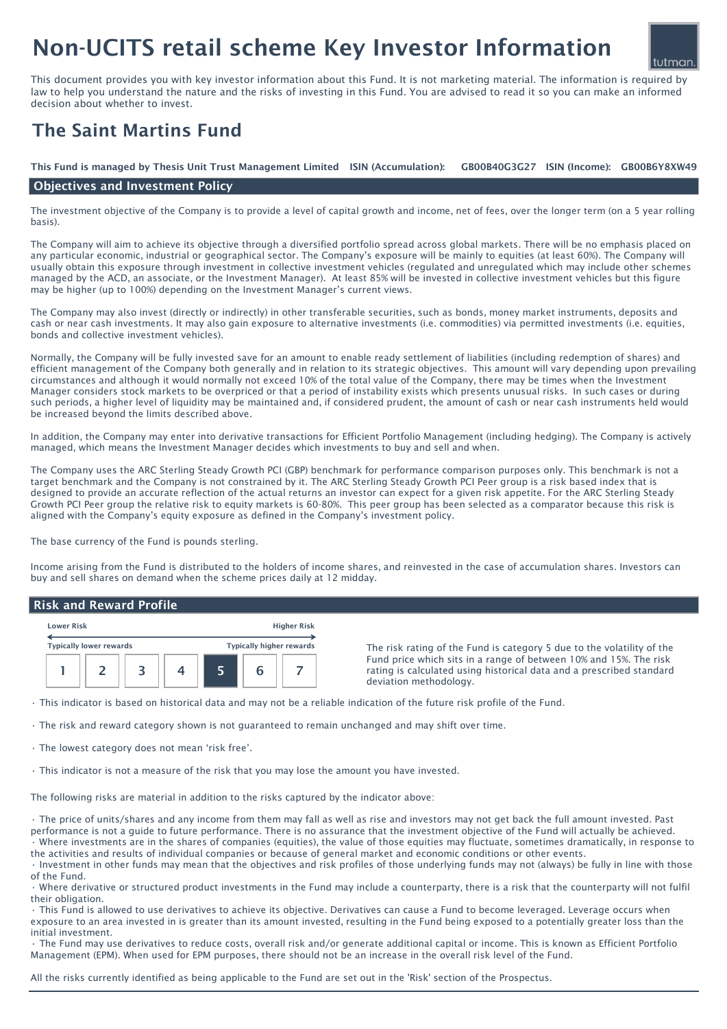# Non-UCITS retail scheme Key Investor Information

This document provides you with key investor information about this Fund. It is not marketing material. The information is required by law to help you understand the nature and the risks of investing in this Fund. You are advised to read it so you can make an informed decision about whether to invest.

## The Saint Martins Fund

**This Fund is managed by Thesis Unit Trust Management Limited ISIN (Accumulation): GB00B40G3G27 ISIN (Income): GB00B6Y8XW49**

### Objectives and Investment Policy

The investment objective of the Company is to provide a level of capital growth and income, net of fees, over the longer term (on a 5 year rolling basis).

The Company will aim to achieve its objective through a diversified portfolio spread across global markets. There will be no emphasis placed on any particular economic, industrial or geographical sector. The Company's exposure will be mainly to equities (at least 60%). The Company will usually obtain this exposure through investment in collective investment vehicles (regulated and unregulated which may include other schemes managed by the ACD, an associate, or the Investment Manager). At least 85% will be invested in collective investment vehicles but this figure may be higher (up to 100%) depending on the Investment Manager's current views.

The Company may also invest (directly or indirectly) in other transferable securities, such as bonds, money market instruments, deposits and cash or near cash investments. It may also gain exposure to alternative investments (i.e. commodities) via permitted investments (i.e. equities, bonds and collective investment vehicles).

Normally, the Company will be fully invested save for an amount to enable ready settlement of liabilities (including redemption of shares) and efficient management of the Company both generally and in relation to its strategic objectives. This amount will vary depending upon prevailing circumstances and although it would normally not exceed 10% of the total value of the Company, there may be times when the Investment Manager considers stock markets to be overpriced or that a period of instability exists which presents unusual risks. In such cases or during such periods, a higher level of liquidity may be maintained and, if considered prudent, the amount of cash or near cash instruments held would be increased beyond the limits described above.

In addition, the Company may enter into derivative transactions for Efficient Portfolio Management (including hedging). The Company is actively managed, which means the Investment Manager decides which investments to buy and sell and when.

The Company uses the ARC Sterling Steady Growth PCI (GBP) benchmark for performance comparison purposes only. This benchmark is not a target benchmark and the Company is not constrained by it. The ARC Sterling Steady Growth PCI Peer group is a risk based index that is designed to provide an accurate reflection of the actual returns an investor can expect for a given risk appetite. For the ARC Sterling Steady Growth PCI Peer group the relative risk to equity markets is 60-80%. This peer group has been selected as a comparator because this risk is aligned with the Company's equity exposure as defined in the Company's investment policy.

The base currency of the Fund is pounds sterling.

Income arising from the Fund is distributed to the holders of income shares, and reinvested in the case of accumulation shares. Investors can buy and sell shares on demand when the scheme prices daily at 12 midday.

### Risk and Reward Profile

Lower Risk — Higher Risk

Typically lower rewards — Typically higher rewards

| 1 | 2 | 3 | 4 | **5** | 6 | 7 |
|---|---|---|---|---|---|---|

The risk rating of the Fund is category 5 due to the volatility of the Fund price which sits in a range of between 10% and 15%. The risk rating is calculated using historical data and a prescribed standard deviation methodology.

- This indicator is based on historical data and may not be a reliable indication of the future risk profile of the Fund.
- The risk and reward category shown is not guaranteed to remain unchanged and may shift over time.
- The lowest category does not mean 'risk free'.
- This indicator is not a measure of the risk that you may lose the amount you have invested.

The following risks are material in addition to the risks captured by the indicator above:

- The price of units/shares and any income from them may fall as well as rise and investors may not get back the full amount invested. Past performance is not a guide to future performance. There is no assurance that the investment objective of the Fund will actually be achieved.
- Where investments are in the shares of companies (equities), the value of those equities may fluctuate, sometimes dramatically, in response to the activities and results of individual companies or because of general market and economic conditions or other events.
- Investment in other funds may mean that the objectives and risk profiles of those underlying funds may not (always) be fully in line with those of the Fund.
- Where derivative or structured product investments in the Fund may include a counterparty, there is a risk that the counterparty will not fulfil their obligation.
- This Fund is allowed to use derivatives to achieve its objective. Derivatives can cause a Fund to become leveraged. Leverage occurs when exposure to an area invested in is greater than its amount invested, resulting in the Fund being exposed to a potentially greater loss than the initial investment.
- The Fund may use derivatives to reduce costs, overall risk and/or generate additional capital or income. This is known as Efficient Portfolio Management (EPM). When used for EPM purposes, there should not be an increase in the overall risk level of the Fund.

All the risks currently identified as being applicable to the Fund are set out in the 'Risk' section of the Prospectus.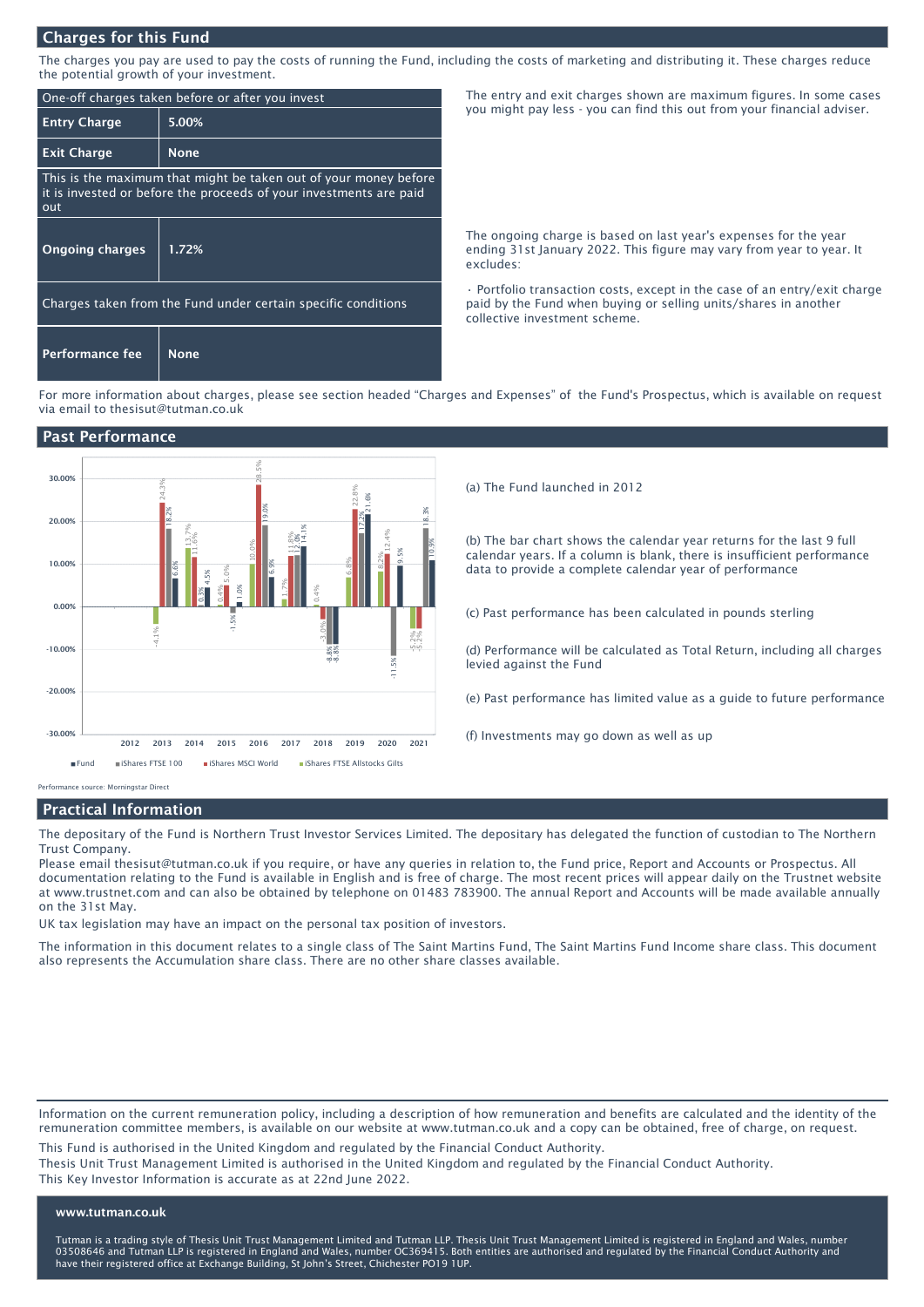## Charges for this Fund

The charges you pay are used to pay the costs of running the Fund, including the costs of marketing and distributing it. These charges reduce the potential growth of your investment.

| One-off charges taken before or after you invest | |
|---|---|
| **Entry Charge** | **5.00%** |
| **Exit Charge** | **None** |
| This is the maximum that might be taken out of your money before it is invested or before the proceeds of your investments are paid out | |
| **Ongoing charges** | **1.72%** |
| Charges taken from the Fund under certain specific conditions | |
| **Performance fee** | **None** |

The entry and exit charges shown are maximum figures. In some cases you might pay less - you can find this out from your financial adviser.

The ongoing charge is based on last year's expenses for the year ending 31st January 2022. This figure may vary from year to year. It excludes:

- Portfolio transaction costs, except in the case of an entry/exit charge paid by the Fund when buying or selling units/shares in another collective investment scheme.

For more information about charges, please see section headed "Charges and Expenses" of the Fund's Prospectus, which is available on request via email to thesisut@tutman.co.uk

## Past Performance

30.00%
20.00%
10.00%
0.00%
-10.00%
-20.00%
-30.00%

2012 2013 2014 2015 2016 2017 2018 2019 2020 2021

-4.1% 24.3% 18.2% 6.6% 13.7% 11.6% 0.3% 4.5% 0.4% 5.0% -1.5% 1.0% 10.0% 28.5% 19.0% 6.9% 1.7% 11.8% 12.0% 14.1% 0.4% -3.0% -8.8% -8.8% 6.8% 22.8% 17.2% 21.6% 8.2% 12.4% -11.5% 9.5% -5.2% -5.2% 18.3% 10.9%

Fund | iShares FTSE 100 | iShares MSCI World | iShares FTSE Allstocks Gilts

Performance source: Morningstar Direct

(a) The Fund launched in 2012

(b) The bar chart shows the calendar year returns for the last 9 full calendar years. If a column is blank, there is insufficient performance data to provide a complete calendar year of performance

(c) Past performance has been calculated in pounds sterling

(d) Performance will be calculated as Total Return, including all charges levied against the Fund

(e) Past performance has limited value as a guide to future performance

(f) Investments may go down as well as up

## Practical Information

The depositary of the Fund is Northern Trust Investor Services Limited. The depositary has delegated the function of custodian to The Northern Trust Company.

Please email thesisut@tutman.co.uk if you require, or have any queries in relation to, the Fund price, Report and Accounts or Prospectus. All documentation relating to the Fund is available in English and is free of charge. The most recent prices will appear daily on the Trustnet website at www.trustnet.com and can also be obtained by telephone on 01483 783900. The annual Report and Accounts will be made available annually on the 31st May.

UK tax legislation may have an impact on the personal tax position of investors.

The information in this document relates to a single class of The Saint Martins Fund, The Saint Martins Fund Income share class. This document also represents the Accumulation share class. There are no other share classes available.

Information on the current remuneration policy, including a description of how remuneration and benefits are calculated and the identity of the remuneration committee members, is available on our website at www.tutman.co.uk and a copy can be obtained, free of charge, on request.

This Fund is authorised in the United Kingdom and regulated by the Financial Conduct Authority.

Thesis Unit Trust Management Limited is authorised in the United Kingdom and regulated by the Financial Conduct Authority.

This Key Investor Information is accurate as at 22nd June 2022.

**www.tutman.co.uk**

Tutman is a trading style of Thesis Unit Trust Management Limited and Tutman LLP. Thesis Unit Trust Management Limited is registered in England and Wales, number 03508646 and Tutman LLP is registered in England and Wales, number OC369415. Both entities are authorised and regulated by the Financial Conduct Authority and have their registered office at Exchange Building, St John's Street, Chichester PO19 1UP.